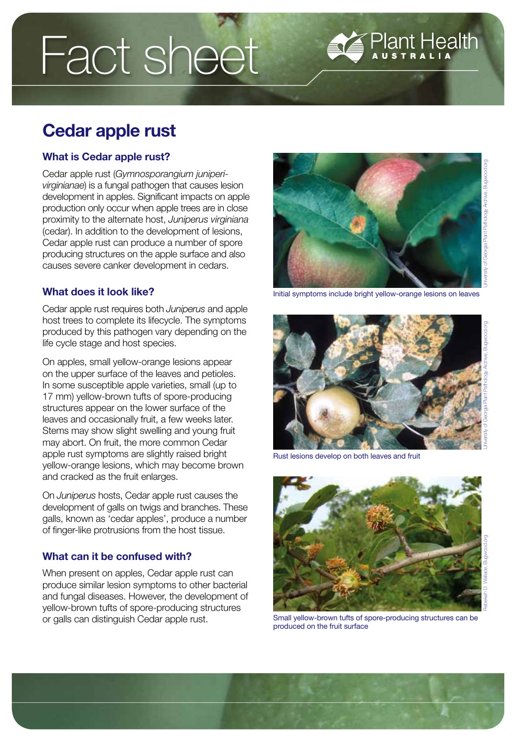# Fact sheet

## Cedar apple rust

### What is Cedar apple rust?

Cedar apple rust (*Gymnosporangium juniperi-virginianae*) is a fungal pathogen that causes lesion development in apples. Significant impacts on apple production only occur when apple trees are in close proximity to the alternate host, *Juniperus virginiana* (cedar). In addition to the development of lesions, Cedar apple rust can produce a number of spore producing structures on the apple surface and also causes severe canker development in cedars.

### What does it look like?

Cedar apple rust requires both *Juniperus* and apple host trees to complete its lifecycle. The symptoms produced by this pathogen vary depending on the life cycle stage and host species.

On apples, small yellow-orange lesions appear on the upper surface of the leaves and petioles. In some susceptible apple varieties, small (up to 17 mm) yellow-brown tufts of spore-producing structures appear on the lower surface of the leaves and occasionally fruit, a few weeks later. Stems may show slight swelling and young fruit may abort. On fruit, the more common Cedar apple rust symptoms are slightly raised bright yellow-orange lesions, which may become brown and cracked as the fruit enlarges.

On *Juniperus* hosts, Cedar apple rust causes the development of galls on twigs and branches. These galls, known as 'cedar apples', produce a number of finger-like protrusions from the host tissue.

### What can it be confused with?

When present on apples, Cedar apple rust can produce similar lesion symptoms to other bacterial and fungal diseases. However, the development of yellow-brown tufts of spore-producing structures or galls can distinguish Cedar apple rust.

Initial symptoms include bright yellow-orange lesions on leaves

University of Georgia Plant Pathology Archive, Bugwood.org

Rust lesions develop on both leaves and fruit

University of Georgia Plant Pathology Archive, Bugwood.org

Small yellow-brown tufts of spore-producing structures can be produced on the fruit surface

Rebekah D. Wallace, Bugwood.org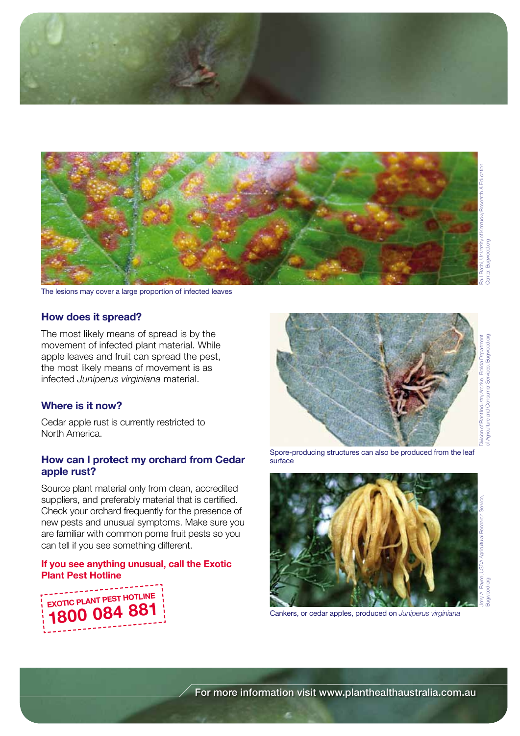The lesions may cover a large proportion of infected leaves

Paul Bachi, University of Kentucky Research & Education Center, Bugwood.org

## How does it spread?

The most likely means of spread is by the movement of infected plant material. While apple leaves and fruit can spread the pest, the most likely means of movement is as infected *Juniperus virginiana* material.

## Where is it now?

Cedar apple rust is currently restricted to North America.

## How can I protect my orchard from Cedar apple rust?

Source plant material only from clean, accredited suppliers, and preferably material that is certified. Check your orchard frequently for the presence of new pests and unusual symptoms. Make sure you are familiar with common pome fruit pests so you can tell if you see something different.

**If you see anything unusual, call the Exotic Plant Pest Hotline**

**EXOTIC PLANT PEST HOTLINE**
**1800 084 881**

Spore-producing structures can also be produced from the leaf surface

Division of Plant Industry Archive, Florida Department of Agriculture and Consumer Services, Bugwood.org

Cankers, or cedar apples, produced on *Juniperus virginiana*

Jerry A. Payne, USDA Agricultural Research Service, Bugwood.org

For more information visit www.planthealthaustralia.com.au